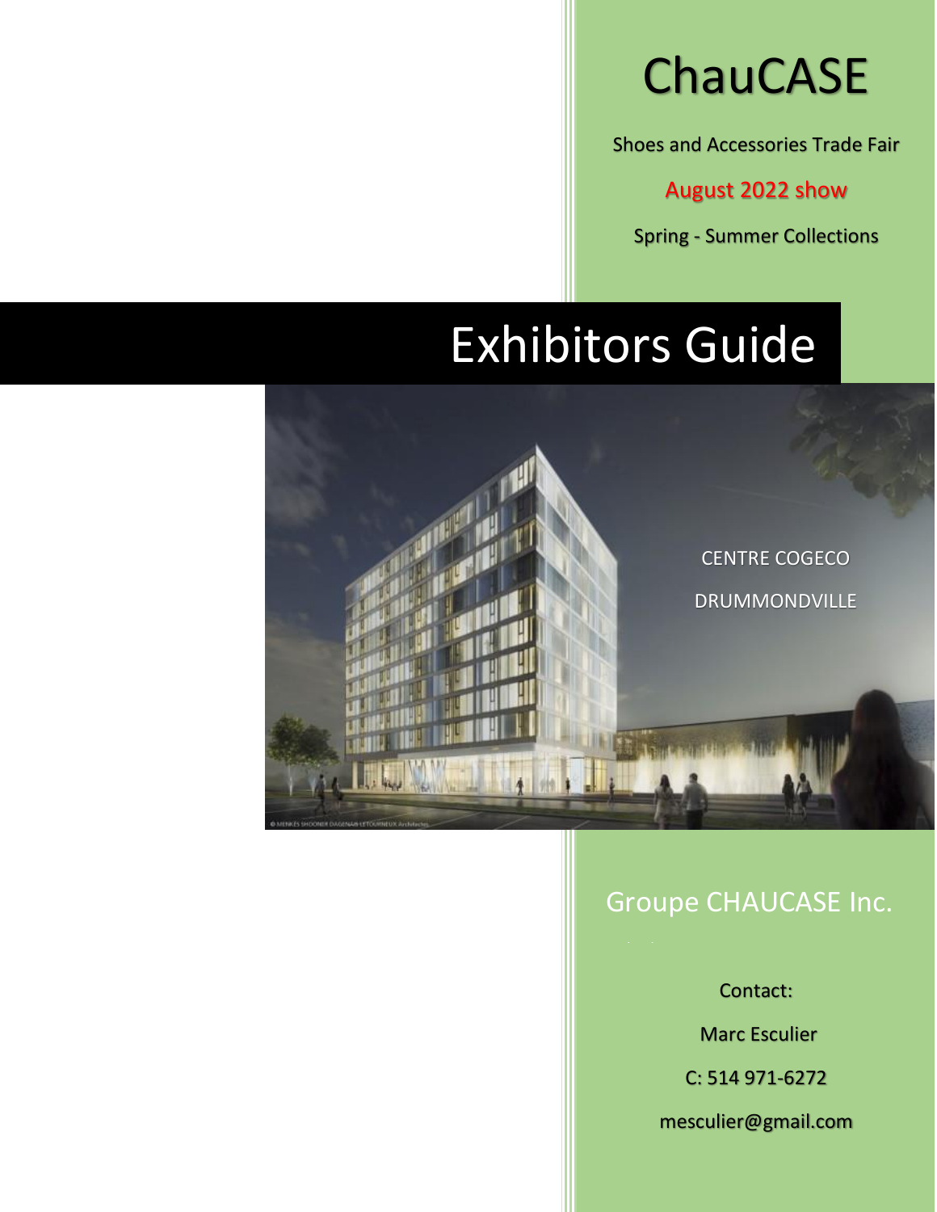# ChauCASE

Shoes and Accessories Trade Fair

August 2022 show

Spring - Summer Collections

# Exhibitors Guide

CENTRE COGECO

DRUMMONDVILLE

## Groupe CHAUCASE Inc.

Contact:

Marc Esculier

C: 514 971-6272

mesculier@gmail.com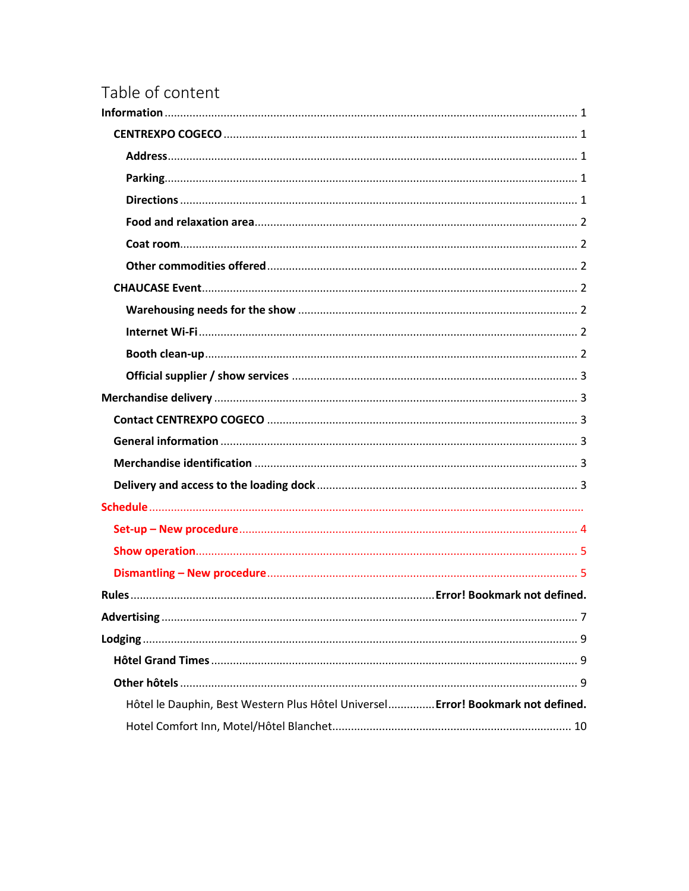# Table of content

**Information** .......... 1

- **CENTREXPO COGECO** .......... 1
  - **Address** .......... 1
  - **Parking** .......... 1
  - **Directions** .......... 1
  - **Food and relaxation area** .......... 2
  - **Coat room** .......... 2
  - **Other commodities offered** .......... 2
- **CHAUCASE Event** .......... 2
  - **Warehousing needs for the show** .......... 2
  - **Internet Wi-Fi** .......... 2
  - **Booth clean-up** .......... 2
  - **Official supplier / show services** .......... 3

**Merchandise delivery** .......... 3

- **Contact CENTREXPO COGECO** .......... 3
- **General information** .......... 3
- **Merchandise identification** .......... 3
- **Delivery and access to the loading dock** .......... 3

**Schedule** ..........

- **Set-up – New procedure** .......... 4
- **Show operation** .......... 5
- **Dismantling – New procedure** .......... 5

**Rules** .......... **Error! Bookmark not defined.**

**Advertising** .......... 7

**Lodging** .......... 9

- **Hôtel Grand Times** .......... 9
- **Other hôtels** .......... 9
  - Hôtel le Dauphin, Best Western Plus Hôtel Universel .......... **Error! Bookmark not defined.**
  - Hotel Comfort Inn, Motel/Hôtel Blanchet .......... 10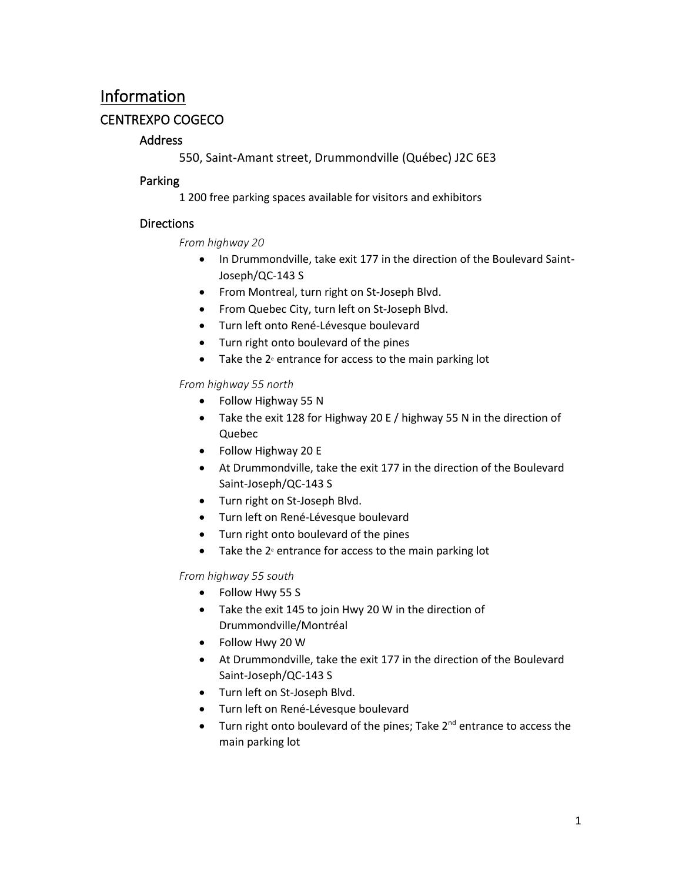# Information

## CENTREXPO COGECO

### Address

550, Saint-Amant street, Drummondville (Québec) J2C 6E3

### Parking

1 200 free parking spaces available for visitors and exhibitors

### Directions

*From highway 20*

- In Drummondville, take exit 177 in the direction of the Boulevard Saint-Joseph/QC-143 S
- From Montreal, turn right on St-Joseph Blvd.
- From Quebec City, turn left on St-Joseph Blvd.
- Turn left onto René-Lévesque boulevard
- Turn right onto boulevard of the pines
- Take the 2e entrance for access to the main parking lot

*From highway 55 north*

- Follow Highway 55 N
- Take the exit 128 for Highway 20 E / highway 55 N in the direction of Quebec
- Follow Highway 20 E
- At Drummondville, take the exit 177 in the direction of the Boulevard Saint-Joseph/QC-143 S
- Turn right on St-Joseph Blvd.
- Turn left on René-Lévesque boulevard
- Turn right onto boulevard of the pines
- Take the 2e entrance for access to the main parking lot

*From highway 55 south*

- Follow Hwy 55 S
- Take the exit 145 to join Hwy 20 W in the direction of Drummondville/Montréal
- Follow Hwy 20 W
- At Drummondville, take the exit 177 in the direction of the Boulevard Saint-Joseph/QC-143 S
- Turn left on St-Joseph Blvd.
- Turn left on René-Lévesque boulevard
- Turn right onto boulevard of the pines; Take 2nd entrance to access the main parking lot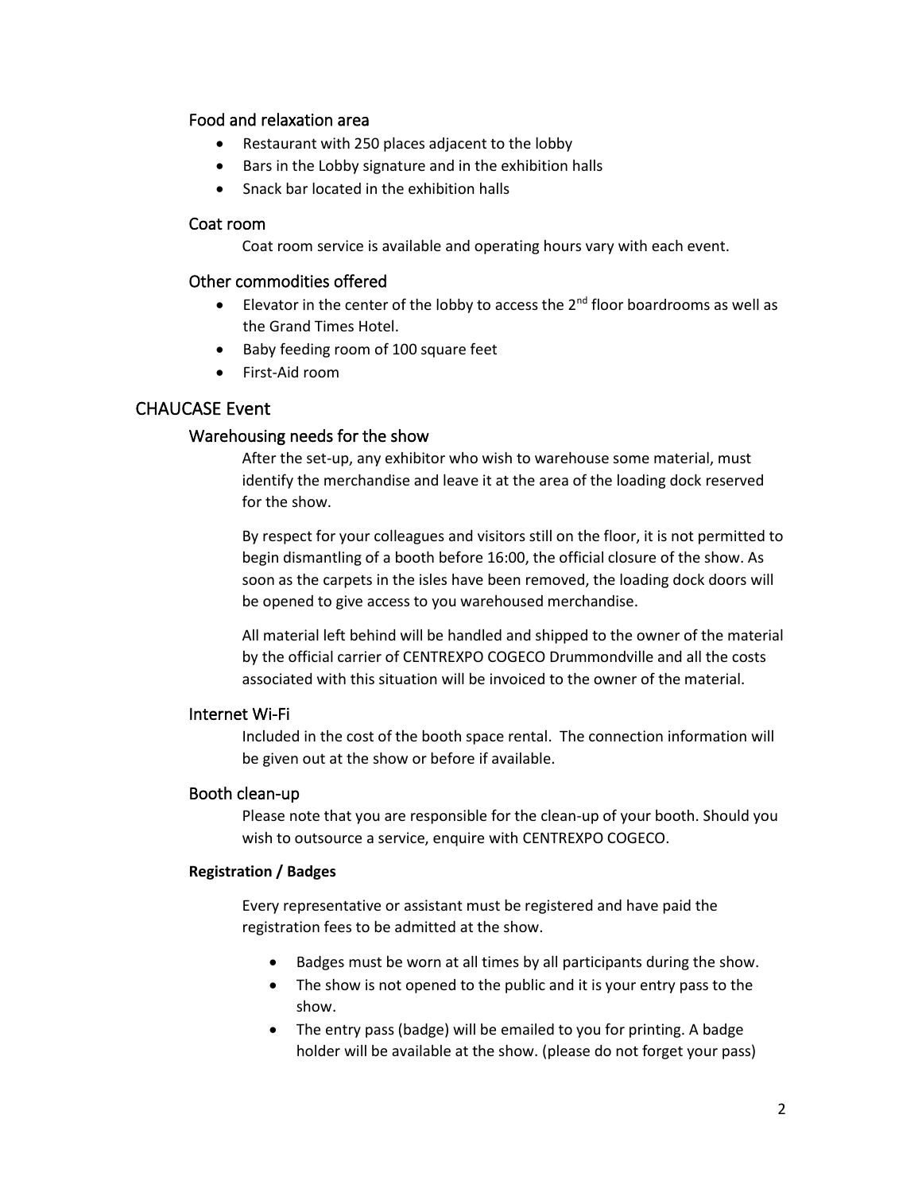### Food and relaxation area

- Restaurant with 250 places adjacent to the lobby
- Bars in the Lobby signature and in the exhibition halls
- Snack bar located in the exhibition halls

### Coat room

Coat room service is available and operating hours vary with each event.

### Other commodities offered

- Elevator in the center of the lobby to access the 2nd floor boardrooms as well as the Grand Times Hotel.
- Baby feeding room of 100 square feet
- First-Aid room

## CHAUCASE Event

### Warehousing needs for the show

After the set-up, any exhibitor who wish to warehouse some material, must identify the merchandise and leave it at the area of the loading dock reserved for the show.

By respect for your colleagues and visitors still on the floor, it is not permitted to begin dismantling of a booth before 16:00, the official closure of the show. As soon as the carpets in the isles have been removed, the loading dock doors will be opened to give access to you warehoused merchandise.

All material left behind will be handled and shipped to the owner of the material by the official carrier of CENTREXPO COGECO Drummondville and all the costs associated with this situation will be invoiced to the owner of the material.

### Internet Wi-Fi

Included in the cost of the booth space rental. The connection information will be given out at the show or before if available.

### Booth clean-up

Please note that you are responsible for the clean-up of your booth. Should you wish to outsource a service, enquire with CENTREXPO COGECO.

**Registration / Badges**

Every representative or assistant must be registered and have paid the registration fees to be admitted at the show.

- Badges must be worn at all times by all participants during the show.
- The show is not opened to the public and it is your entry pass to the show.
- The entry pass (badge) will be emailed to you for printing. A badge holder will be available at the show. (please do not forget your pass)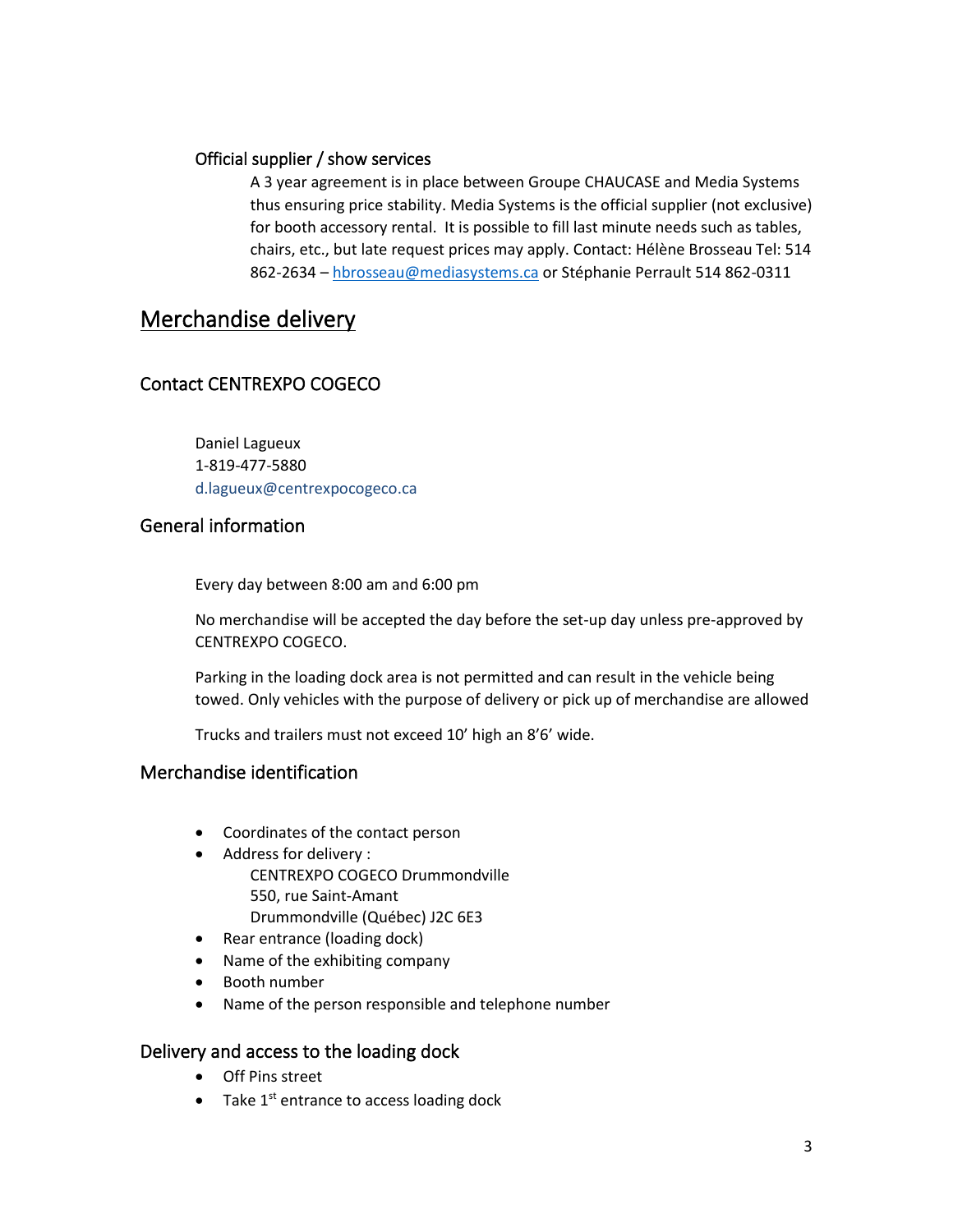### Official supplier / show services

A 3 year agreement is in place between Groupe CHAUCASE and Media Systems thus ensuring price stability. Media Systems is the official supplier (not exclusive) for booth accessory rental. It is possible to fill last minute needs such as tables, chairs, etc., but late request prices may apply. Contact: Hélène Brosseau Tel: 514 862-2634 – hbrosseau@mediasystems.ca or Stéphanie Perrault 514 862-0311

# Merchandise delivery

## Contact CENTREXPO COGECO

Daniel Lagueux
1-819-477-5880
d.lagueux@centrexpocogeco.ca

## General information

Every day between 8:00 am and 6:00 pm

No merchandise will be accepted the day before the set-up day unless pre-approved by CENTREXPO COGECO.

Parking in the loading dock area is not permitted and can result in the vehicle being towed. Only vehicles with the purpose of delivery or pick up of merchandise are allowed

Trucks and trailers must not exceed 10' high an 8'6' wide.

## Merchandise identification

- Coordinates of the contact person
- Address for delivery :
  CENTREXPO COGECO Drummondville
  550, rue Saint-Amant
  Drummondville (Québec) J2C 6E3
- Rear entrance (loading dock)
- Name of the exhibiting company
- Booth number
- Name of the person responsible and telephone number

## Delivery and access to the loading dock

- Off Pins street
- Take 1st entrance to access loading dock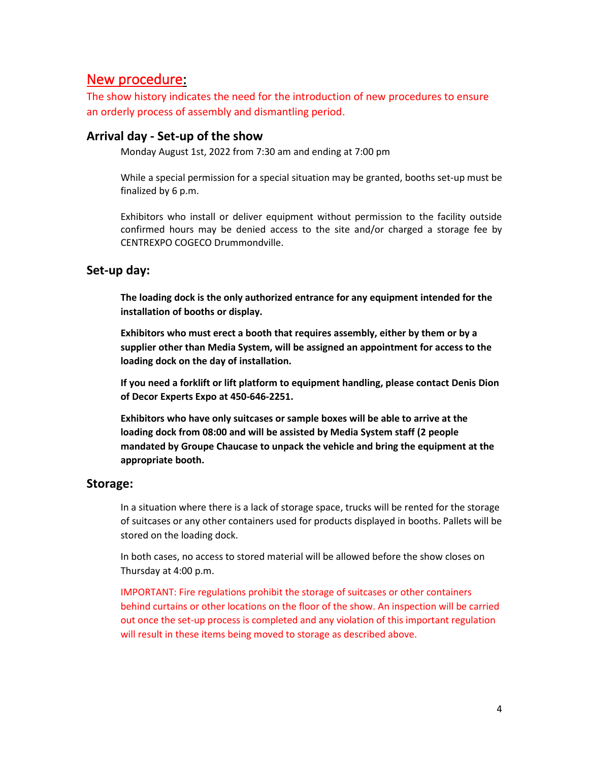## New procedure:

The show history indicates the need for the introduction of new procedures to ensure an orderly process of assembly and dismantling period.

### Arrival day - Set-up of the show

Monday August 1st, 2022 from 7:30 am and ending at 7:00 pm

While a special permission for a special situation may be granted, booths set-up must be finalized by 6 p.m.

Exhibitors who install or deliver equipment without permission to the facility outside confirmed hours may be denied access to the site and/or charged a storage fee by CENTREXPO COGECO Drummondville.

### Set-up day:

**The loading dock is the only authorized entrance for any equipment intended for the installation of booths or display.**

**Exhibitors who must erect a booth that requires assembly, either by them or by a supplier other than Media System, will be assigned an appointment for access to the loading dock on the day of installation.**

**If you need a forklift or lift platform to equipment handling, please contact Denis Dion of Decor Experts Expo at 450-646-2251.**

**Exhibitors who have only suitcases or sample boxes will be able to arrive at the loading dock from 08:00 and will be assisted by Media System staff (2 people mandated by Groupe Chaucase to unpack the vehicle and bring the equipment at the appropriate booth.**

### Storage:

In a situation where there is a lack of storage space, trucks will be rented for the storage of suitcases or any other containers used for products displayed in booths. Pallets will be stored on the loading dock.

In both cases, no access to stored material will be allowed before the show closes on Thursday at 4:00 p.m.

IMPORTANT: Fire regulations prohibit the storage of suitcases or other containers behind curtains or other locations on the floor of the show. An inspection will be carried out once the set-up process is completed and any violation of this important regulation will result in these items being moved to storage as described above.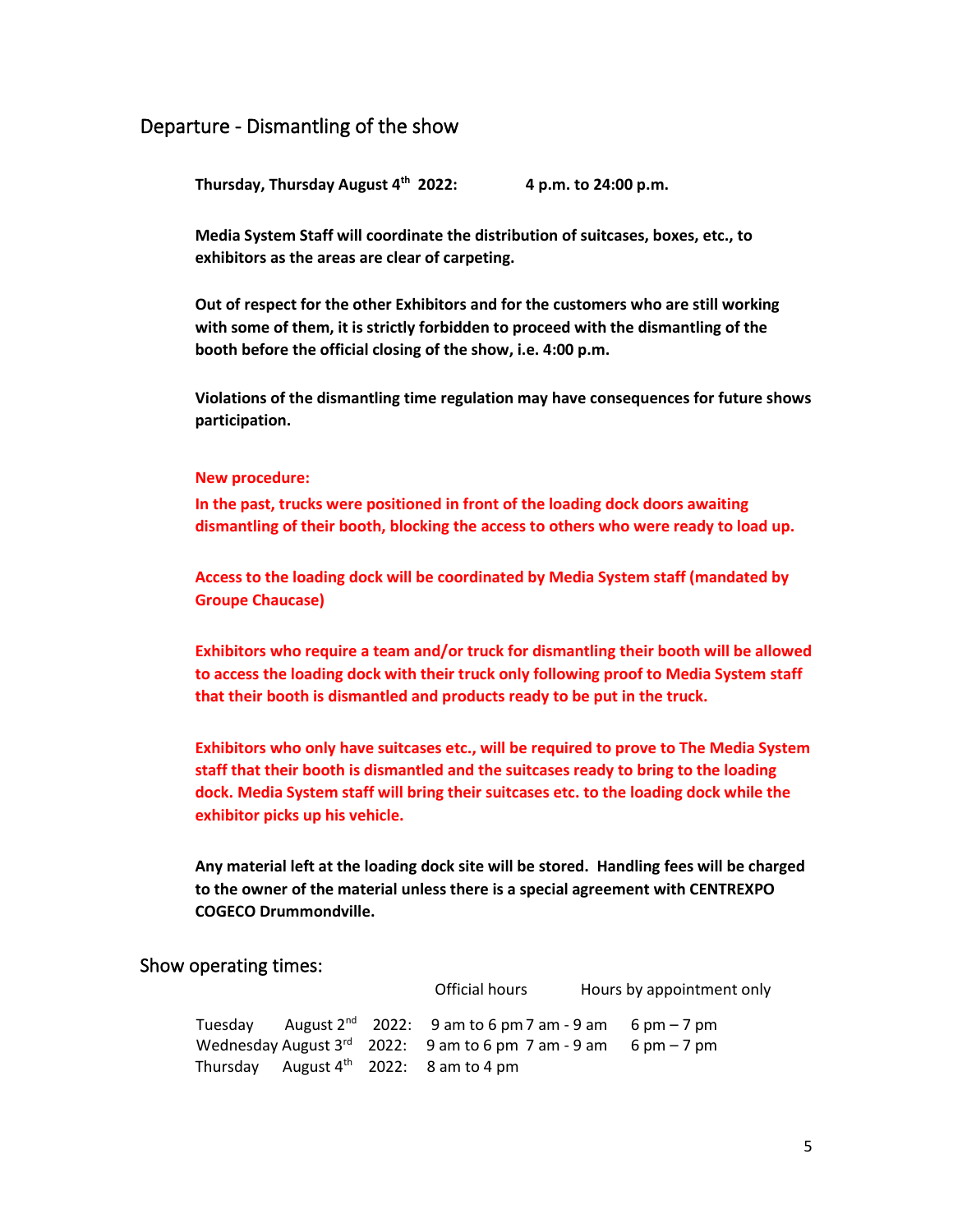## Departure - Dismantling of the show

**Thursday, Thursday August 4th 2022: 4 p.m. to 24:00 p.m.**

**Media System Staff will coordinate the distribution of suitcases, boxes, etc., to exhibitors as the areas are clear of carpeting.**

**Out of respect for the other Exhibitors and for the customers who are still working with some of them, it is strictly forbidden to proceed with the dismantling of the booth before the official closing of the show, i.e. 4:00 p.m.**

**Violations of the dismantling time regulation may have consequences for future shows participation.**

**New procedure:**

**In the past, trucks were positioned in front of the loading dock doors awaiting dismantling of their booth, blocking the access to others who were ready to load up.**

**Access to the loading dock will be coordinated by Media System staff (mandated by Groupe Chaucase)**

**Exhibitors who require a team and/or truck for dismantling their booth will be allowed to access the loading dock with their truck only following proof to Media System staff that their booth is dismantled and products ready to be put in the truck.**

**Exhibitors who only have suitcases etc., will be required to prove to The Media System staff that their booth is dismantled and the suitcases ready to bring to the loading dock. Media System staff will bring their suitcases etc. to the loading dock while the exhibitor picks up his vehicle.**

**Any material left at the loading dock site will be stored. Handling fees will be charged to the owner of the material unless there is a special agreement with CENTREXPO COGECO Drummondville.**

## Show operating times:

| | Official hours | Hours by appointment only | |
|---|---|---|---|
| Tuesday August 2nd 2022: | 9 am to 6 pm | 7 am - 9 am | 6 pm – 7 pm |
| Wednesday August 3rd 2022: | 9 am to 6 pm | 7 am - 9 am | 6 pm – 7 pm |
| Thursday August 4th 2022: | 8 am to 4 pm | | |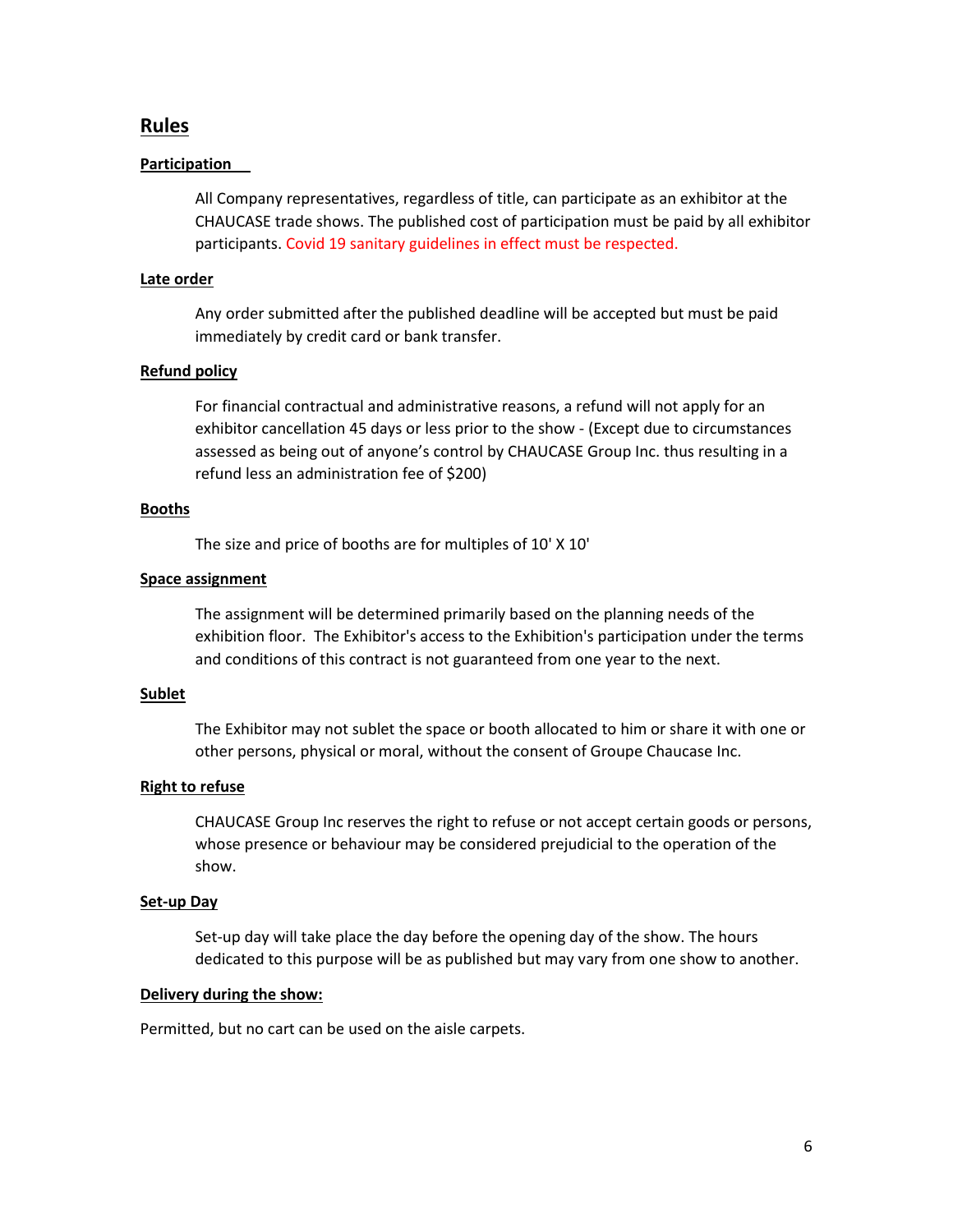## Rules

### Participation

All Company representatives, regardless of title, can participate as an exhibitor at the CHAUCASE trade shows. The published cost of participation must be paid by all exhibitor participants. Covid 19 sanitary guidelines in effect must be respected.

### Late order

Any order submitted after the published deadline will be accepted but must be paid immediately by credit card or bank transfer.

### Refund policy

For financial contractual and administrative reasons, a refund will not apply for an exhibitor cancellation 45 days or less prior to the show - (Except due to circumstances assessed as being out of anyone's control by CHAUCASE Group Inc. thus resulting in a refund less an administration fee of $200)

### Booths

The size and price of booths are for multiples of 10' X 10'

### Space assignment

The assignment will be determined primarily based on the planning needs of the exhibition floor. The Exhibitor's access to the Exhibition's participation under the terms and conditions of this contract is not guaranteed from one year to the next.

### Sublet

The Exhibitor may not sublet the space or booth allocated to him or share it with one or other persons, physical or moral, without the consent of Groupe Chaucase Inc.

### Right to refuse

CHAUCASE Group Inc reserves the right to refuse or not accept certain goods or persons, whose presence or behaviour may be considered prejudicial to the operation of the show.

### Set-up Day

Set-up day will take place the day before the opening day of the show. The hours dedicated to this purpose will be as published but may vary from one show to another.

### Delivery during the show:

Permitted, but no cart can be used on the aisle carpets.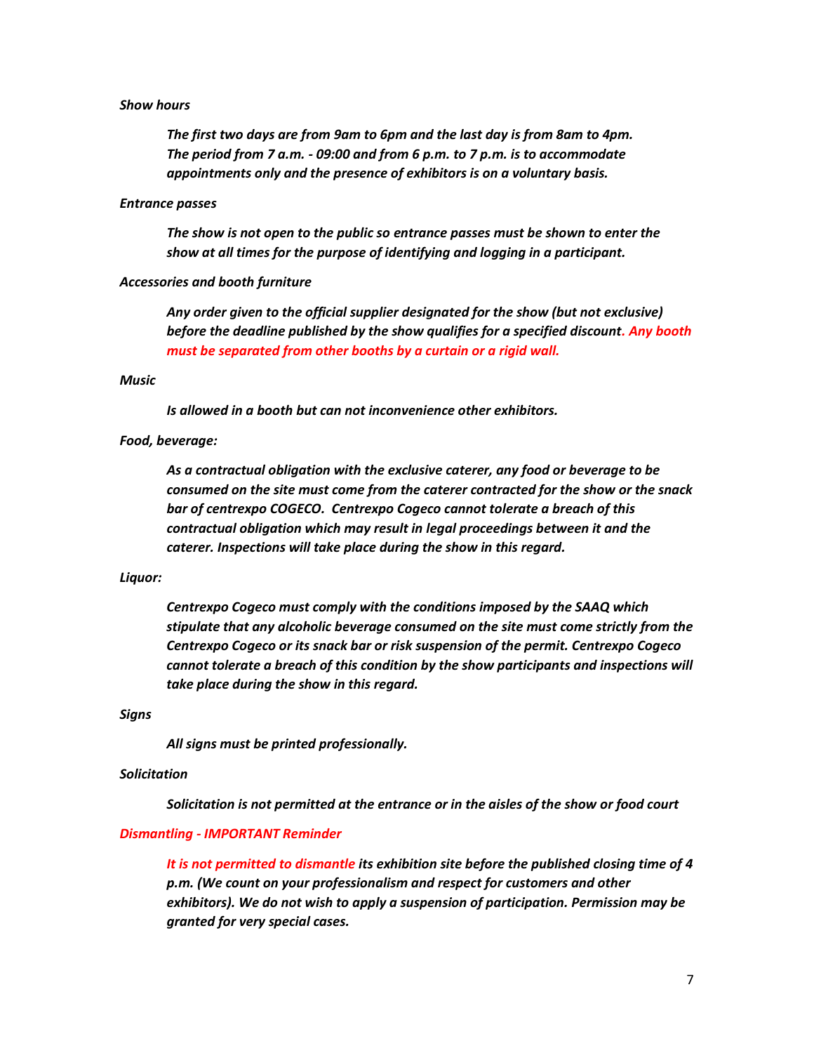***Show hours***

> ***The first two days are from 9am to 6pm and the last day is from 8am to 4pm. The period from 7 a.m. - 09:00 and from 6 p.m. to 7 p.m. is to accommodate appointments only and the presence of exhibitors is on a voluntary basis.***

***Entrance passes***

> ***The show is not open to the public so entrance passes must be shown to enter the show at all times for the purpose of identifying and logging in a participant.***

***Accessories and booth furniture***

> ***Any order given to the official supplier designated for the show (but not exclusive) before the deadline published by the show qualifies for a specified discount. Any booth must be separated from other booths by a curtain or a rigid wall.***

***Music***

> ***Is allowed in a booth but can not inconvenience other exhibitors.***

***Food, beverage:***

> ***As a contractual obligation with the exclusive caterer, any food or beverage to be consumed on the site must come from the caterer contracted for the show or the snack bar of centrexpo COGECO. Centrexpo Cogeco cannot tolerate a breach of this contractual obligation which may result in legal proceedings between it and the caterer. Inspections will take place during the show in this regard.***

***Liquor:***

> ***Centrexpo Cogeco must comply with the conditions imposed by the SAAQ which stipulate that any alcoholic beverage consumed on the site must come strictly from the Centrexpo Cogeco or its snack bar or risk suspension of the permit. Centrexpo Cogeco cannot tolerate a breach of this condition by the show participants and inspections will take place during the show in this regard.***

***Signs***

> ***All signs must be printed professionally.***

***Solicitation***

> ***Solicitation is not permitted at the entrance or in the aisles of the show or food court***

***Dismantling - IMPORTANT Reminder***

> ***It is not permitted to dismantle its exhibition site before the published closing time of 4 p.m. (We count on your professionalism and respect for customers and other exhibitors). We do not wish to apply a suspension of participation. Permission may be granted for very special cases.***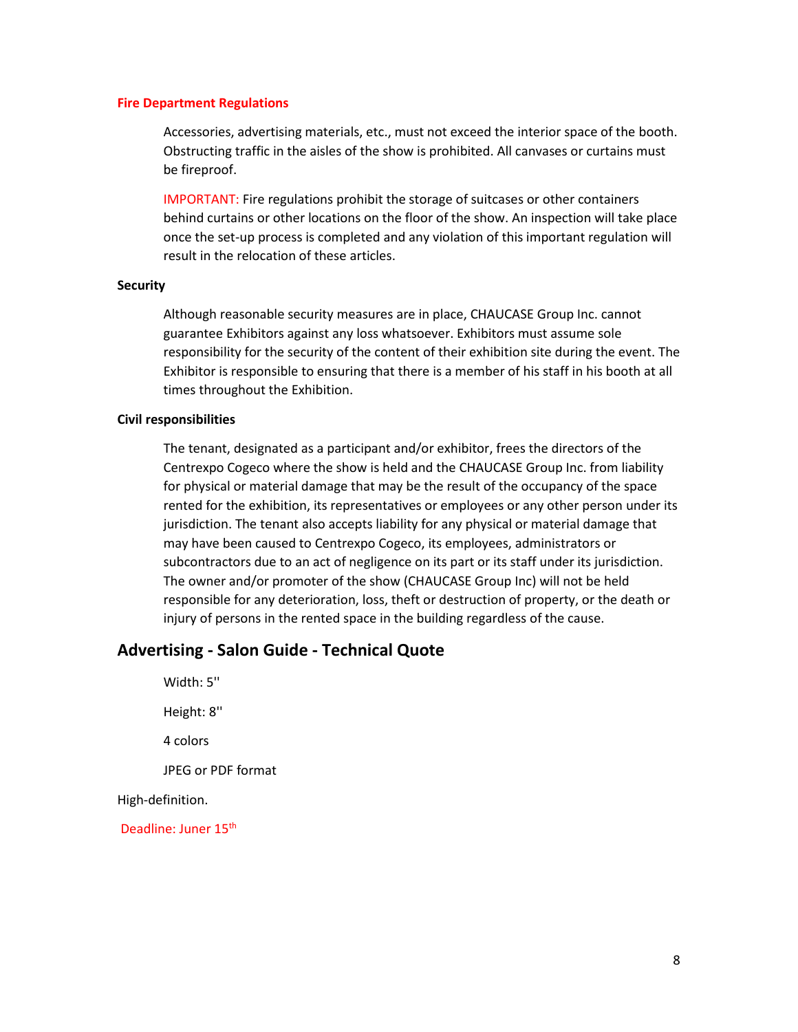### Fire Department Regulations

Accessories, advertising materials, etc., must not exceed the interior space of the booth. Obstructing traffic in the aisles of the show is prohibited. All canvases or curtains must be fireproof.

IMPORTANT: Fire regulations prohibit the storage of suitcases or other containers behind curtains or other locations on the floor of the show. An inspection will take place once the set-up process is completed and any violation of this important regulation will result in the relocation of these articles.

### Security

Although reasonable security measures are in place, CHAUCASE Group Inc. cannot guarantee Exhibitors against any loss whatsoever. Exhibitors must assume sole responsibility for the security of the content of their exhibition site during the event. The Exhibitor is responsible to ensuring that there is a member of his staff in his booth at all times throughout the Exhibition.

### Civil responsibilities

The tenant, designated as a participant and/or exhibitor, frees the directors of the Centrexpo Cogeco where the show is held and the CHAUCASE Group Inc. from liability for physical or material damage that may be the result of the occupancy of the space rented for the exhibition, its representatives or employees or any other person under its jurisdiction. The tenant also accepts liability for any physical or material damage that may have been caused to Centrexpo Cogeco, its employees, administrators or subcontractors due to an act of negligence on its part or its staff under its jurisdiction. The owner and/or promoter of the show (CHAUCASE Group Inc) will not be held responsible for any deterioration, loss, theft or destruction of property, or the death or injury of persons in the rented space in the building regardless of the cause.

## Advertising - Salon Guide - Technical Quote

Width: 5''

Height: 8''

4 colors

JPEG or PDF format

High-definition.

Deadline: Juner 15th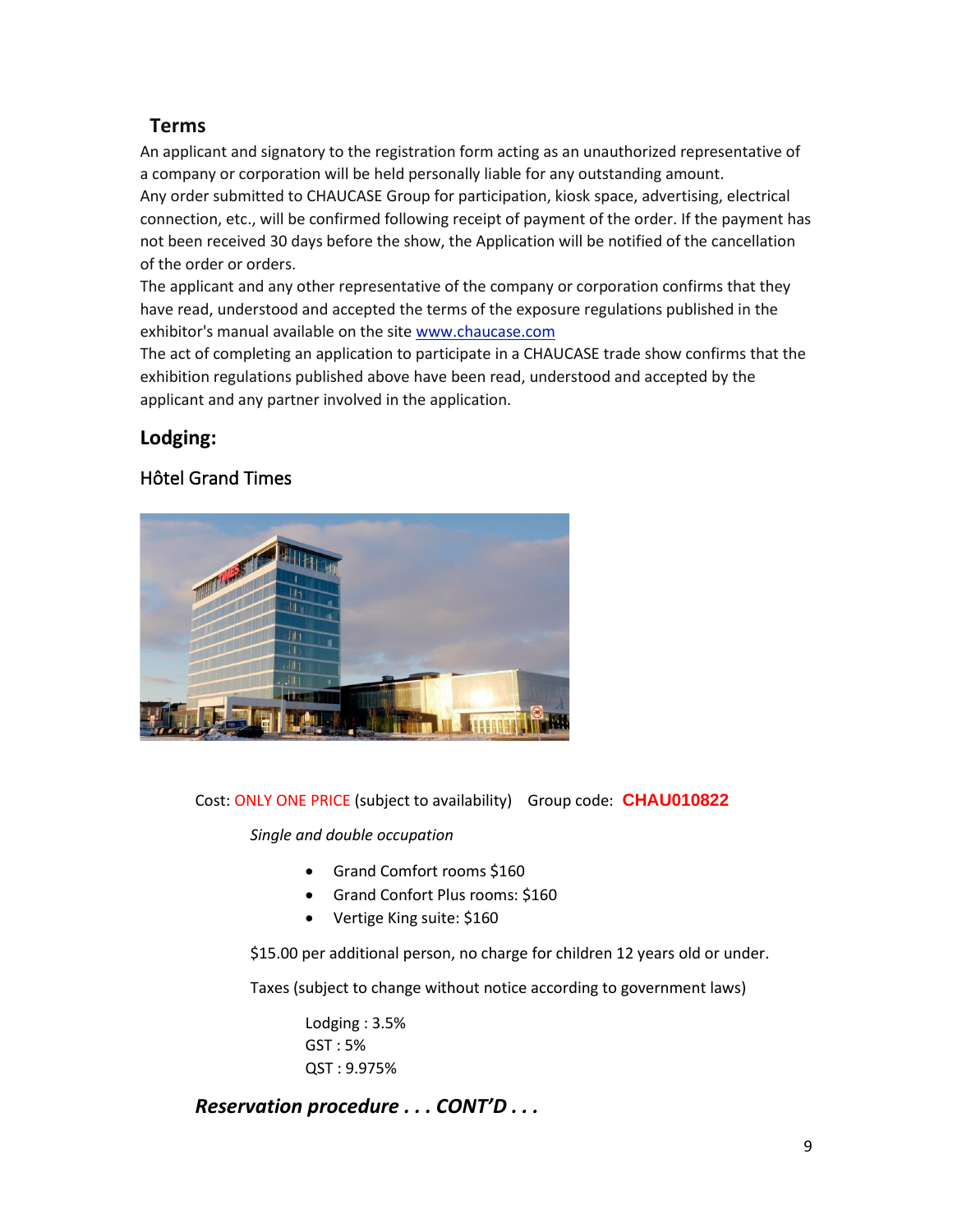## Terms

An applicant and signatory to the registration form acting as an unauthorized representative of a company or corporation will be held personally liable for any outstanding amount.
Any order submitted to CHAUCASE Group for participation, kiosk space, advertising, electrical connection, etc., will be confirmed following receipt of payment of the order. If the payment has not been received 30 days before the show, the Application will be notified of the cancellation of the order or orders.
The applicant and any other representative of the company or corporation confirms that they have read, understood and accepted the terms of the exposure regulations published in the exhibitor's manual available on the site www.chaucase.com
The act of completing an application to participate in a CHAUCASE trade show confirms that the exhibition regulations published above have been read, understood and accepted by the applicant and any partner involved in the application.

## Lodging:

### Hôtel Grand Times

Cost: ONLY ONE PRICE (subject to availability) Group code: **CHAU010822**

*Single and double occupation*

- Grand Comfort rooms $160
- Grand Confort Plus rooms: $160
- Vertige King suite: $160

$15.00 per additional person, no charge for children 12 years old or under.

Taxes (subject to change without notice according to government laws)

Lodging : 3.5%
GST : 5%
QST : 9.975%

***Reservation procedure . . . CONT'D . . .***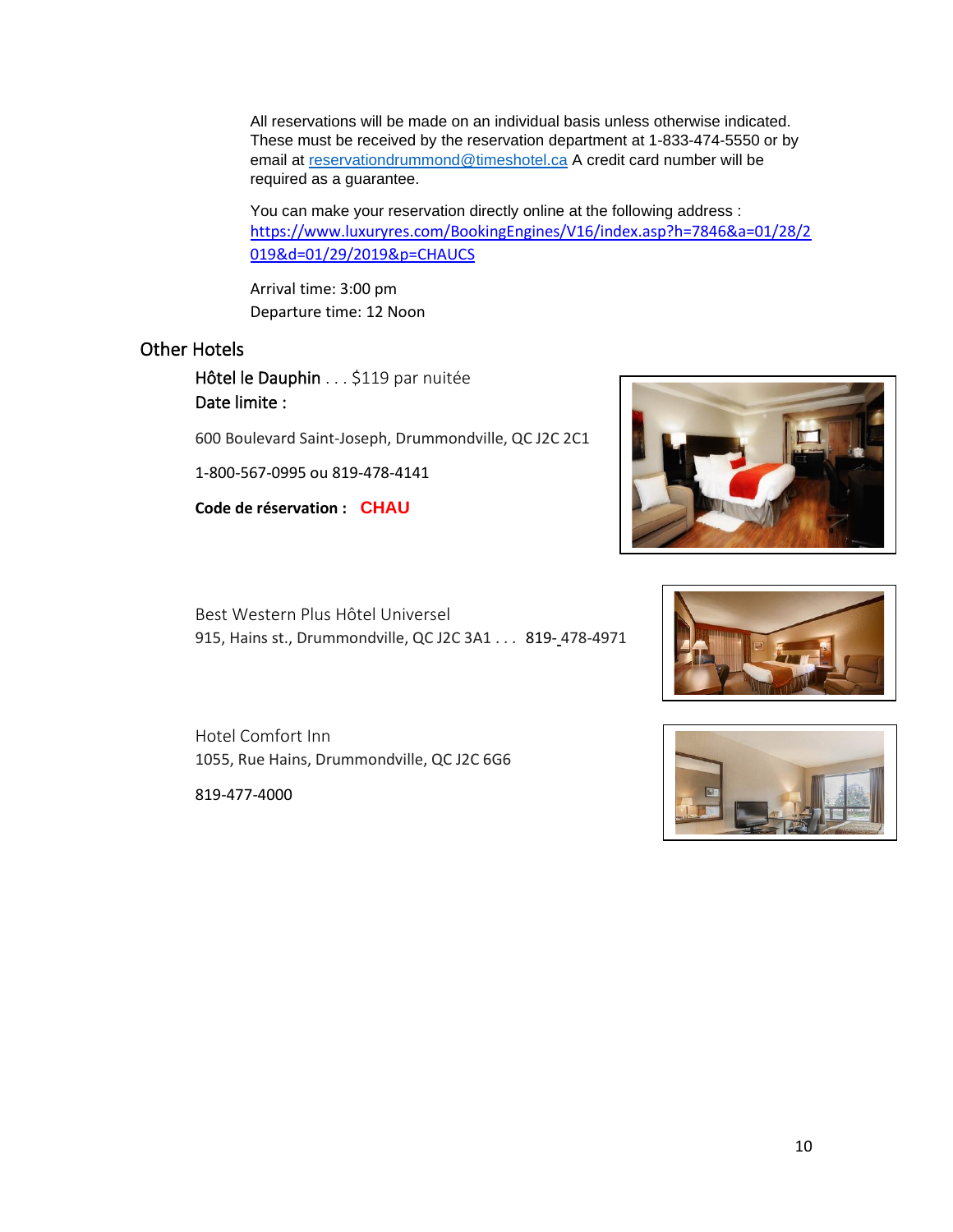All reservations will be made on an individual basis unless otherwise indicated. These must be received by the reservation department at 1-833-474-5550 or by email at reservationdrummond@timeshotel.ca A credit card number will be required as a guarantee.

You can make your reservation directly online at the following address : https://www.luxuryres.com/BookingEngines/V16/index.asp?h=7846&a=01/28/2019&d=01/29/2019&p=CHAUCS

Arrival time: 3:00 pm
Departure time: 12 Noon

## Other Hotels

Hôtel le Dauphin . . . $119 par nuitée
Date limite :

600 Boulevard Saint-Joseph, Drummondville, QC J2C 2C1

1-800-567-0995 ou 819-478-4141

**Code de réservation : CHAU**

Best Western Plus Hôtel Universel
915, Hains st., Drummondville, QC J2C 3A1 . . . 819-478-4971

Hotel Comfort Inn
1055, Rue Hains, Drummondville, QC J2C 6G6

819-477-4000